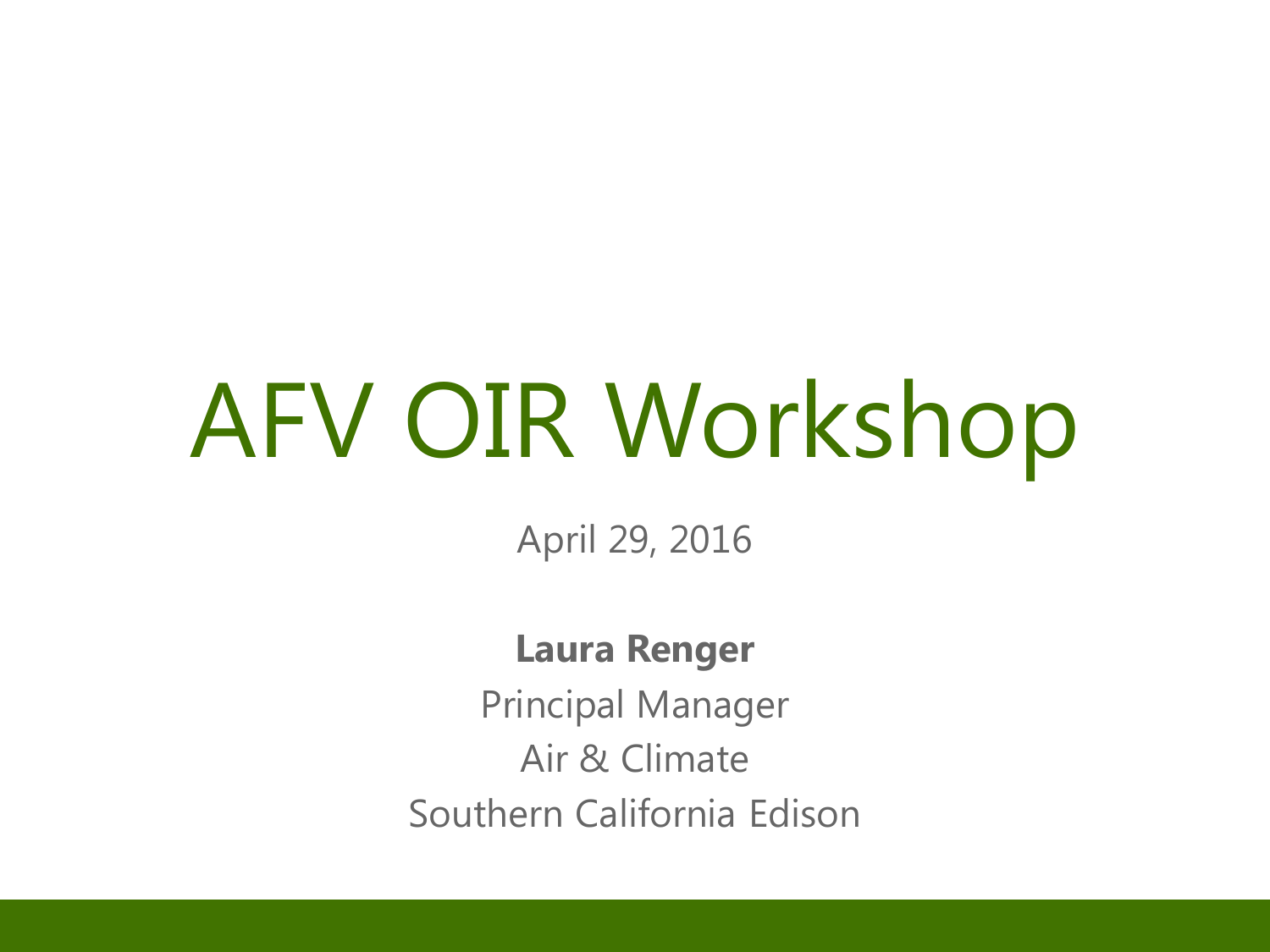# AFV OIR Workshop

April 29, 2016

**Laura Renger**

Principal Manager

Air & Climate

Southern California Edison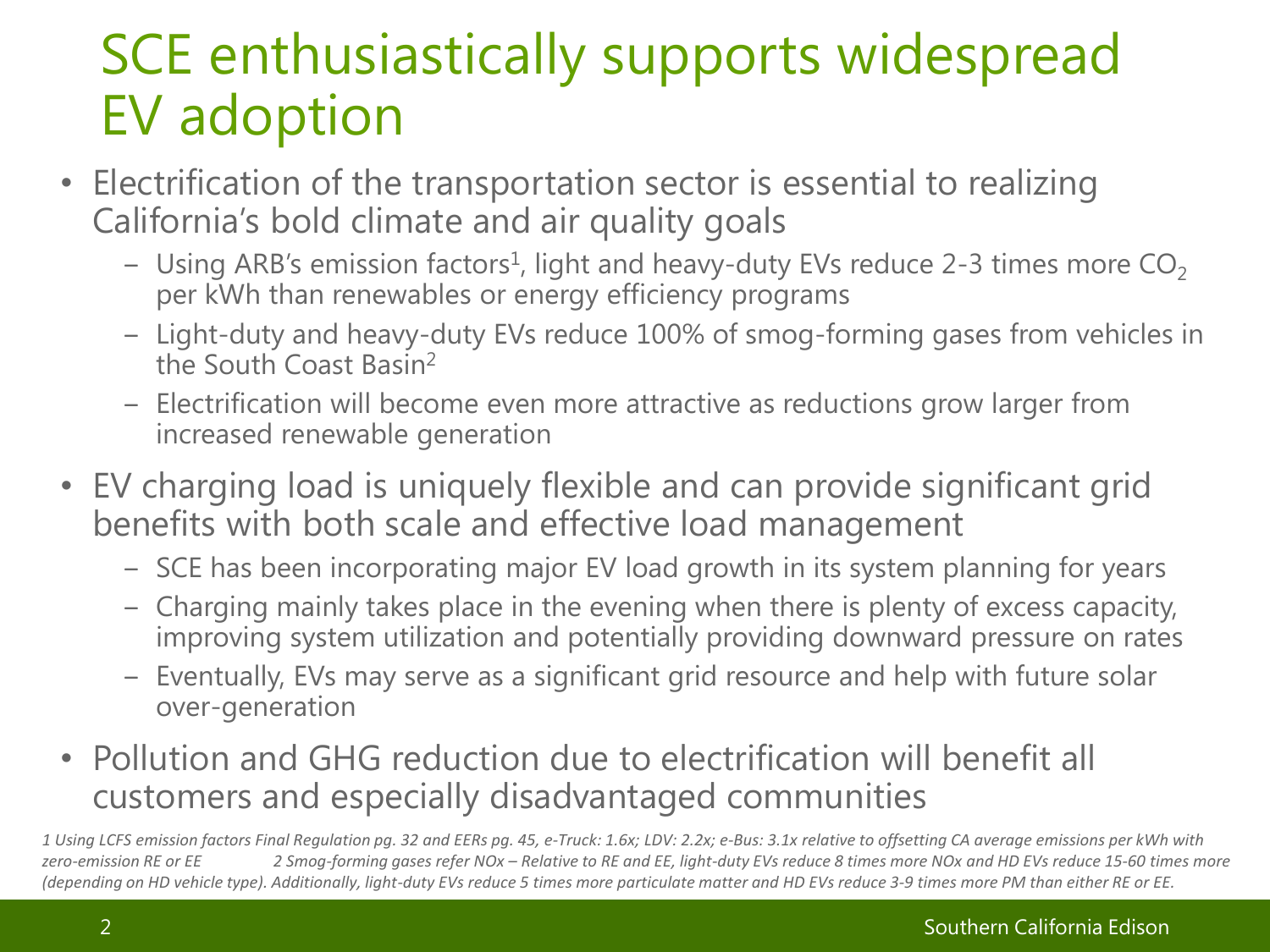# SCE enthusiastically supports widespread EV adoption

- Electrification of the transportation sector is essential to realizing California's bold climate and air quality goals
  - Using ARB's emission factors[1], light and heavy-duty EVs reduce 2-3 times more $CO_2$ per kWh than renewables or energy efficiency programs
  - Light-duty and heavy-duty EVs reduce 100% of smog-forming gases from vehicles in the South Coast Basin[2]
  - Electrification will become even more attractive as reductions grow larger from increased renewable generation
- EV charging load is uniquely flexible and can provide significant grid benefits with both scale and effective load management
  - SCE has been incorporating major EV load growth in its system planning for years
  - Charging mainly takes place in the evening when there is plenty of excess capacity, improving system utilization and potentially providing downward pressure on rates
  - Eventually, EVs may serve as a significant grid resource and help with future solar over-generation
- Pollution and GHG reduction due to electrification will benefit all customers and especially disadvantaged communities

*1 Using LCFS emission factors Final Regulation pg. 32 and EERs pg. 45, e-Truck: 1.6x; LDV: 2.2x; e-Bus: 3.1x relative to offsetting CA average emissions per kWh with zero-emission RE or EE 2 Smog-forming gases refer NOx – Relative to RE and EE, light-duty EVs reduce 8 times more NOx and HD EVs reduce 15-60 times more (depending on HD vehicle type). Additionally, light-duty EVs reduce 5 times more particulate matter and HD EVs reduce 3-9 times more PM than either RE or EE.*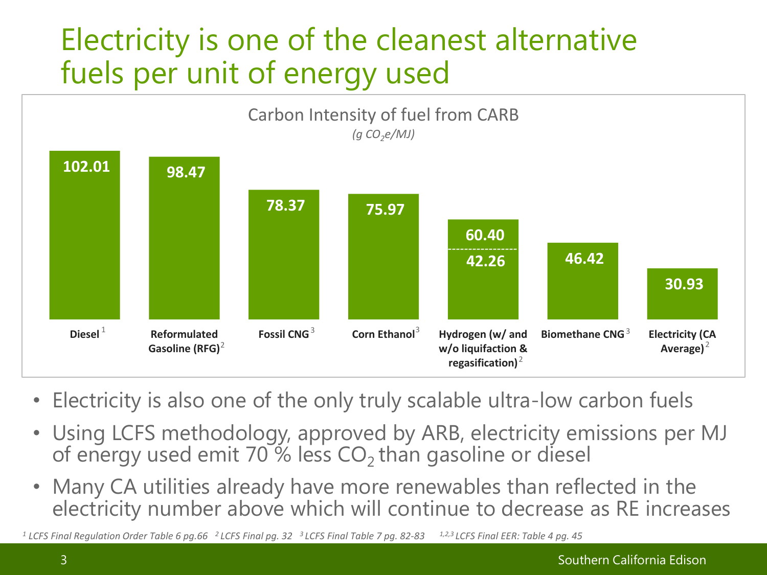# Electricity is one of the cleanest alternative fuels per unit of energy used

**Carbon Intensity of fuel from CARB**

*(g $CO_2e$/MJ)*

| Fuel | Carbon Intensity (g $CO_2e$/MJ) |
|---|---|
| Diesel [1] | 102.01 |
| Reformulated Gasoline (RFG) [2] | 98.47 |
| Fossil CNG [3] | 78.37 |
| Corn Ethanol [3] | 75.97 |
| Hydrogen (w/ and w/o liquifaction & regasification) [2] | 60.40 / 42.26 |
| Biomethane CNG [3] | 46.42 |
| Electricity (CA Average) [2] | 30.93 |

- Electricity is also one of the only truly scalable ultra-low carbon fuels
- Using LCFS methodology, approved by ARB, electricity emissions per MJ of energy used emit 70 % less $CO_2$ than gasoline or diesel
- Many CA utilities already have more renewables than reflected in the electricity number above which will continue to decrease as RE increases

*[1] LCFS Final Regulation Order Table 6 pg.66 [2] LCFS Final pg. 32 [3] LCFS Final Table 7 pg. 82-83 [1,2,3] LCFS Final EER: Table 4 pg. 45*

Southern California Edison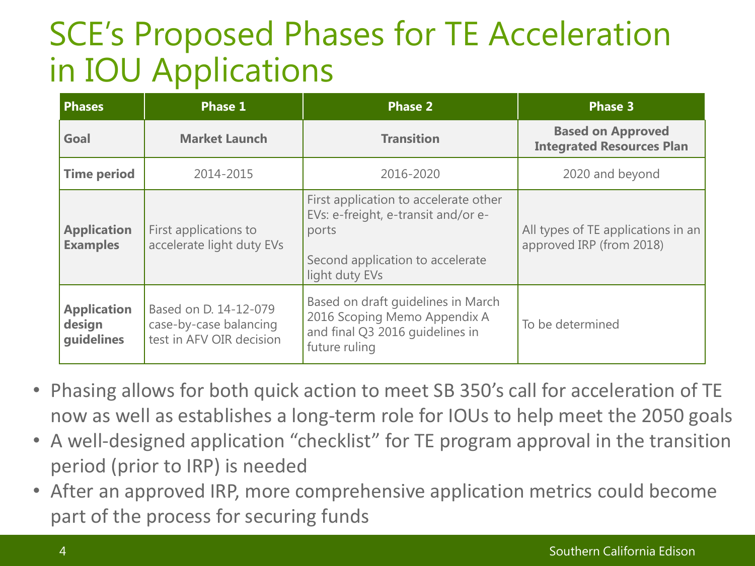# SCE's Proposed Phases for TE Acceleration in IOU Applications

| Phases | Phase 1 | Phase 2 | Phase 3 |
|---|---|---|---|
| **Goal** | **Market Launch** | **Transition** | **Based on Approved Integrated Resources Plan** |
| **Time period** | 2014-2015 | 2016-2020 | 2020 and beyond |
| **Application Examples** | First applications to accelerate light duty EVs | First application to accelerate other EVs: e-freight, e-transit and/or e-ports<br><br>Second application to accelerate light duty EVs | All types of TE applications in an approved IRP (from 2018) |
| **Application design guidelines** | Based on D. 14-12-079 case-by-case balancing test in AFV OIR decision | Based on draft guidelines in March 2016 Scoping Memo Appendix A and final Q3 2016 guidelines in future ruling | To be determined |

- Phasing allows for both quick action to meet SB 350's call for acceleration of TE now as well as establishes a long-term role for IOUs to help meet the 2050 goals
- A well-designed application "checklist" for TE program approval in the transition period (prior to IRP) is needed
- After an approved IRP, more comprehensive application metrics could become part of the process for securing funds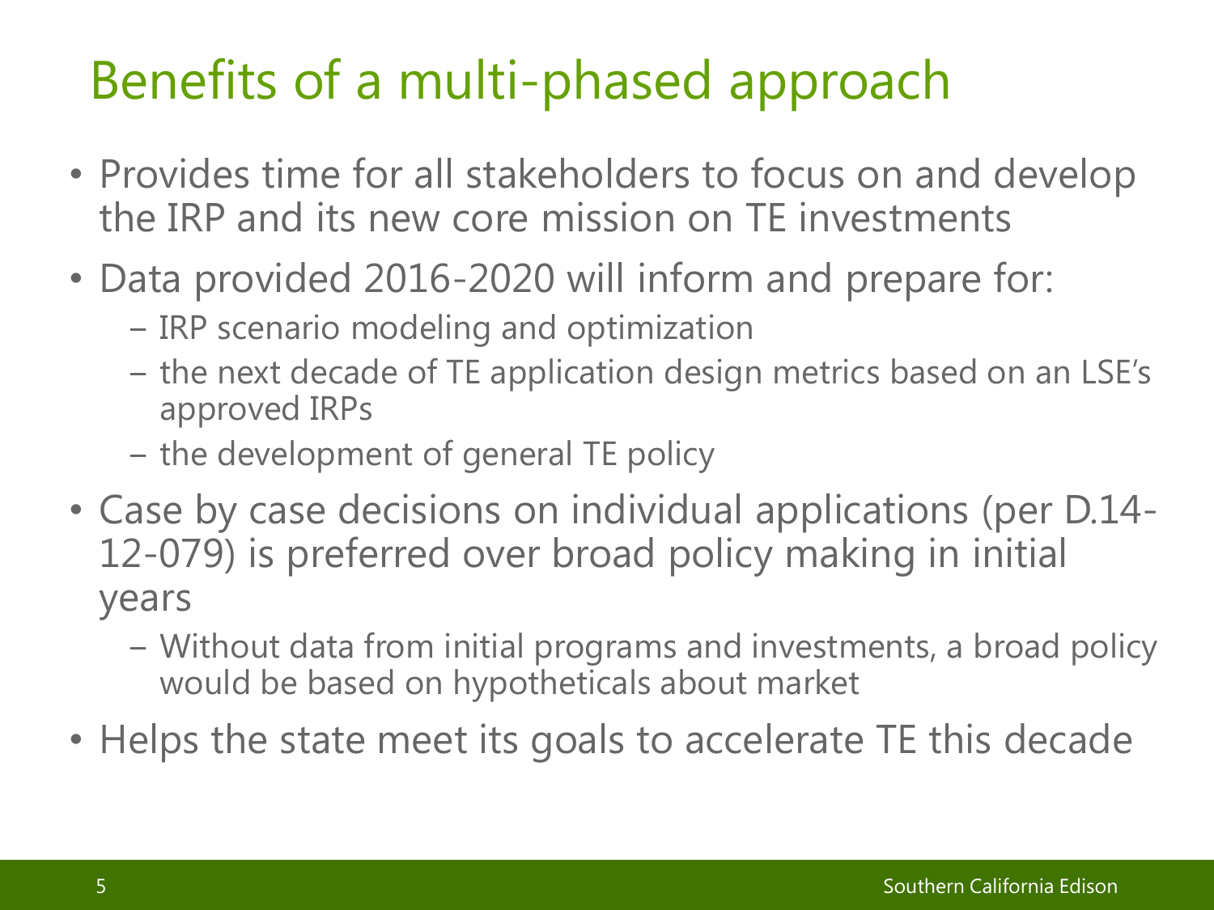# Benefits of a multi-phased approach

- Provides time for all stakeholders to focus on and develop the IRP and its new core mission on TE investments
- Data provided 2016-2020 will inform and prepare for:
  - IRP scenario modeling and optimization
  - the next decade of TE application design metrics based on an LSE's approved IRPs
  - the development of general TE policy
- Case by case decisions on individual applications (per D.14-12-079) is preferred over broad policy making in initial years
  - Without data from initial programs and investments, a broad policy would be based on hypotheticals about market
- Helps the state meet its goals to accelerate TE this decade